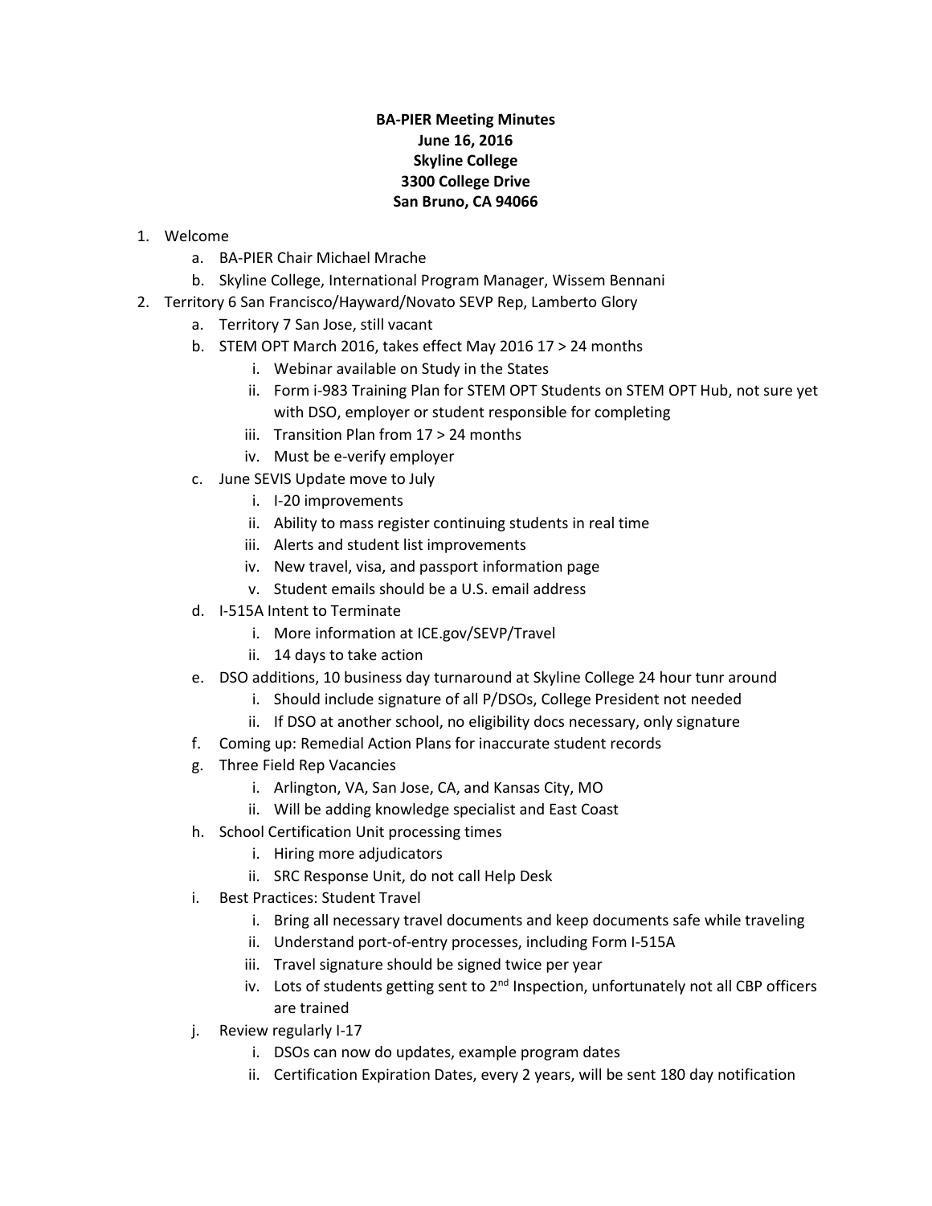**BA-PIER Meeting Minutes**
**June 16, 2016**
**Skyline College**
**3300 College Drive**
**San Bruno, CA 94066**

1. Welcome
   a. BA-PIER Chair Michael Mrache
   b. Skyline College, International Program Manager, Wissem Bennani
2. Territory 6 San Francisco/Hayward/Novato SEVP Rep, Lamberto Glory
   a. Territory 7 San Jose, still vacant
   b. STEM OPT March 2016, takes effect May 2016 17 > 24 months
      i. Webinar available on Study in the States
      ii. Form i-983 Training Plan for STEM OPT Students on STEM OPT Hub, not sure yet with DSO, employer or student responsible for completing
      iii. Transition Plan from 17 > 24 months
      iv. Must be e-verify employer
   c. June SEVIS Update move to July
      i. I-20 improvements
      ii. Ability to mass register continuing students in real time
      iii. Alerts and student list improvements
      iv. New travel, visa, and passport information page
      v. Student emails should be a U.S. email address
   d. I-515A Intent to Terminate
      i. More information at ICE.gov/SEVP/Travel
      ii. 14 days to take action
   e. DSO additions, 10 business day turnaround at Skyline College 24 hour tunr around
      i. Should include signature of all P/DSOs, College President not needed
      ii. If DSO at another school, no eligibility docs necessary, only signature
   f. Coming up: Remedial Action Plans for inaccurate student records
   g. Three Field Rep Vacancies
      i. Arlington, VA, San Jose, CA, and Kansas City, MO
      ii. Will be adding knowledge specialist and East Coast
   h. School Certification Unit processing times
      i. Hiring more adjudicators
      ii. SRC Response Unit, do not call Help Desk
   i. Best Practices: Student Travel
      i. Bring all necessary travel documents and keep documents safe while traveling
      ii. Understand port-of-entry processes, including Form I-515A
      iii. Travel signature should be signed twice per year
      iv. Lots of students getting sent to 2nd Inspection, unfortunately not all CBP officers are trained
   j. Review regularly I-17
      i. DSOs can now do updates, example program dates
      ii. Certification Expiration Dates, every 2 years, will be sent 180 day notification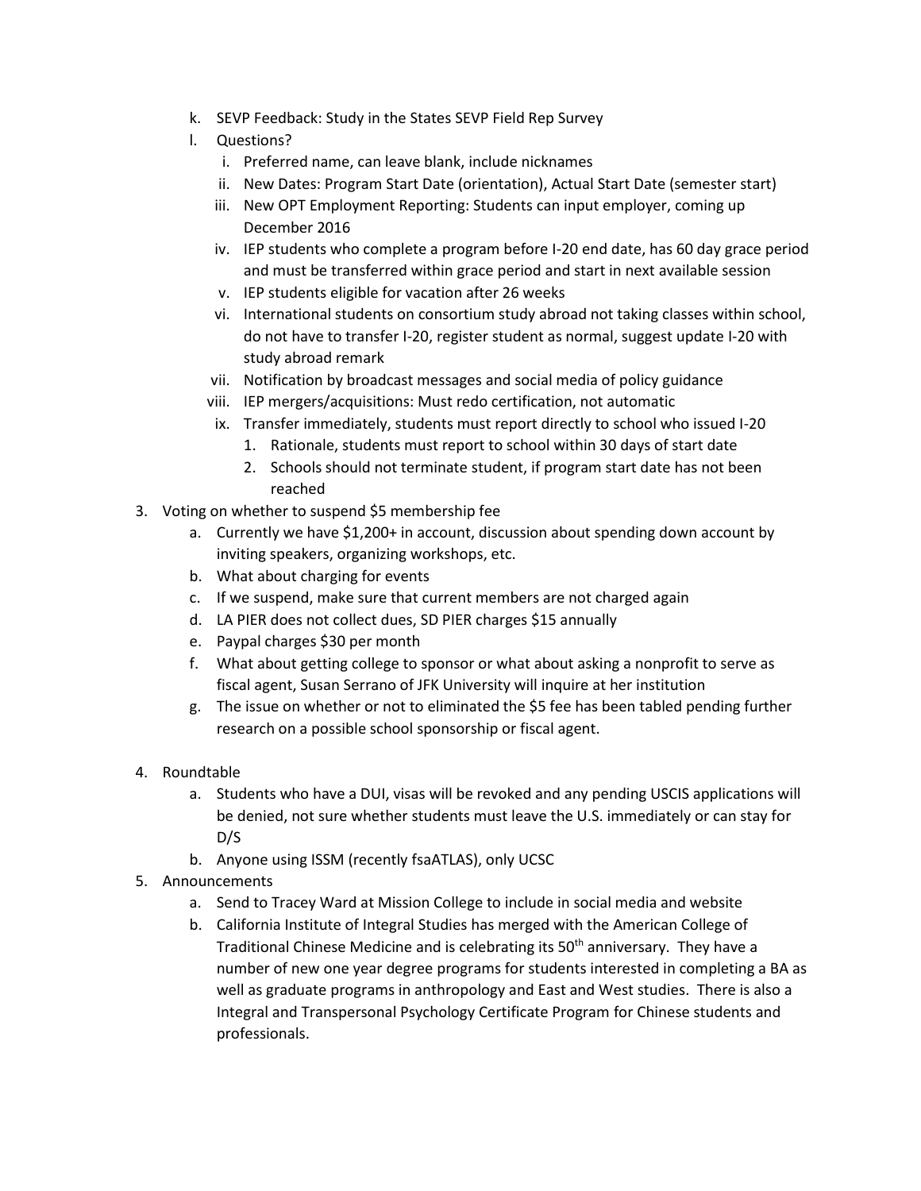k. SEVP Feedback: Study in the States SEVP Field Rep Survey
  l. Questions?
     i. Preferred name, can leave blank, include nicknames
     ii. New Dates: Program Start Date (orientation), Actual Start Date (semester start)
     iii. New OPT Employment Reporting: Students can input employer, coming up December 2016
     iv. IEP students who complete a program before I-20 end date, has 60 day grace period and must be transferred within grace period and start in next available session
     v. IEP students eligible for vacation after 26 weeks
     vi. International students on consortium study abroad not taking classes within school, do not have to transfer I-20, register student as normal, suggest update I-20 with study abroad remark
     vii. Notification by broadcast messages and social media of policy guidance
     viii. IEP mergers/acquisitions: Must redo certification, not automatic
     ix. Transfer immediately, students must report directly to school who issued I-20
        1. Rationale, students must report to school within 30 days of start date
        2. Schools should not terminate student, if program start date has not been reached

3. Voting on whether to suspend $5 membership fee
   a. Currently we have $1,200+ in account, discussion about spending down account by inviting speakers, organizing workshops, etc.
   b. What about charging for events
   c. If we suspend, make sure that current members are not charged again
   d. LA PIER does not collect dues, SD PIER charges $15 annually
   e. Paypal charges $30 per month
   f. What about getting college to sponsor or what about asking a nonprofit to serve as fiscal agent, Susan Serrano of JFK University will inquire at her institution
   g. The issue on whether or not to eliminated the $5 fee has been tabled pending further research on a possible school sponsorship or fiscal agent.

4. Roundtable
   a. Students who have a DUI, visas will be revoked and any pending USCIS applications will be denied, not sure whether students must leave the U.S. immediately or can stay for D/S
   b. Anyone using ISSM (recently fsaATLAS), only UCSC

5. Announcements
   a. Send to Tracey Ward at Mission College to include in social media and website
   b. California Institute of Integral Studies has merged with the American College of Traditional Chinese Medicine and is celebrating its 50th anniversary. They have a number of new one year degree programs for students interested in completing a BA as well as graduate programs in anthropology and East and West studies. There is also a Integral and Transpersonal Psychology Certificate Program for Chinese students and professionals.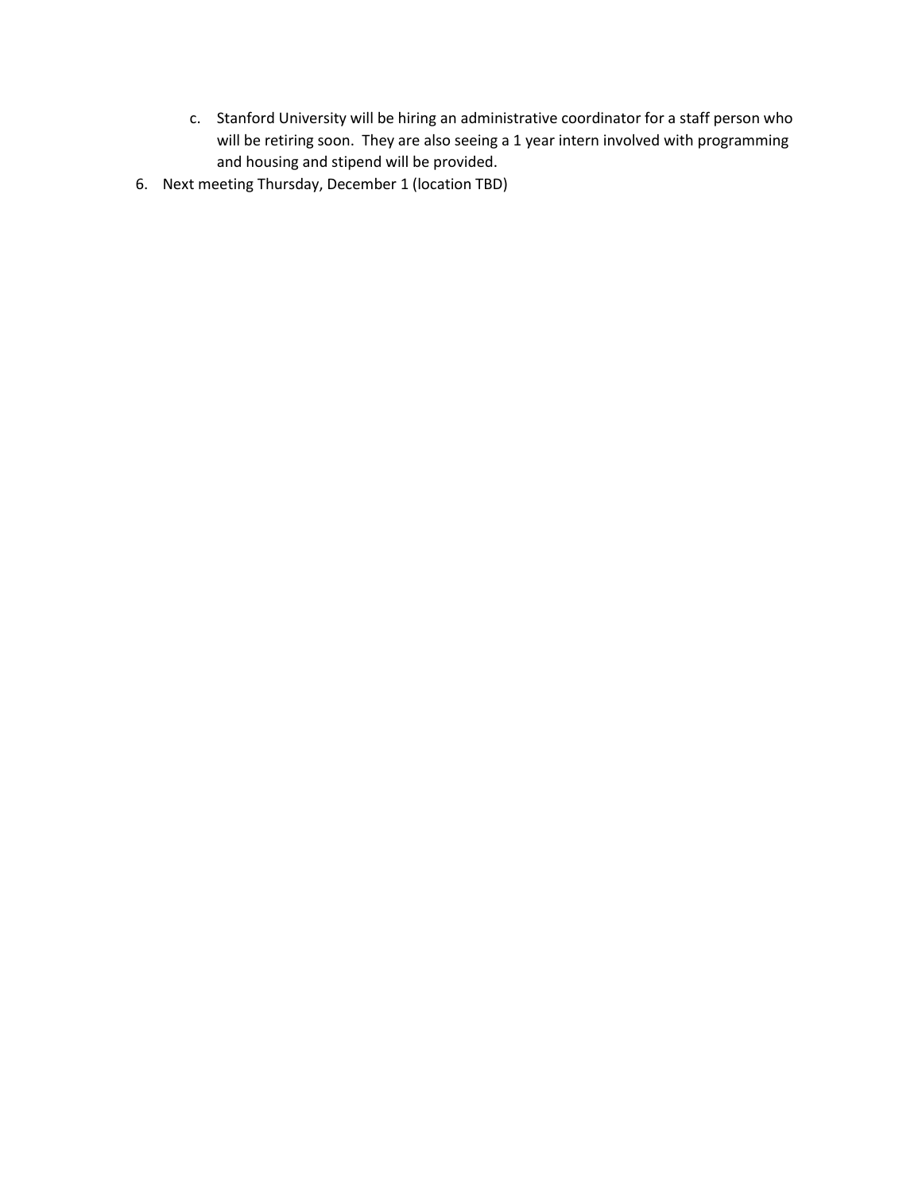c. Stanford University will be hiring an administrative coordinator for a staff person who will be retiring soon. They are also seeing a 1 year intern involved with programming and housing and stipend will be provided.

6. Next meeting Thursday, December 1 (location TBD)